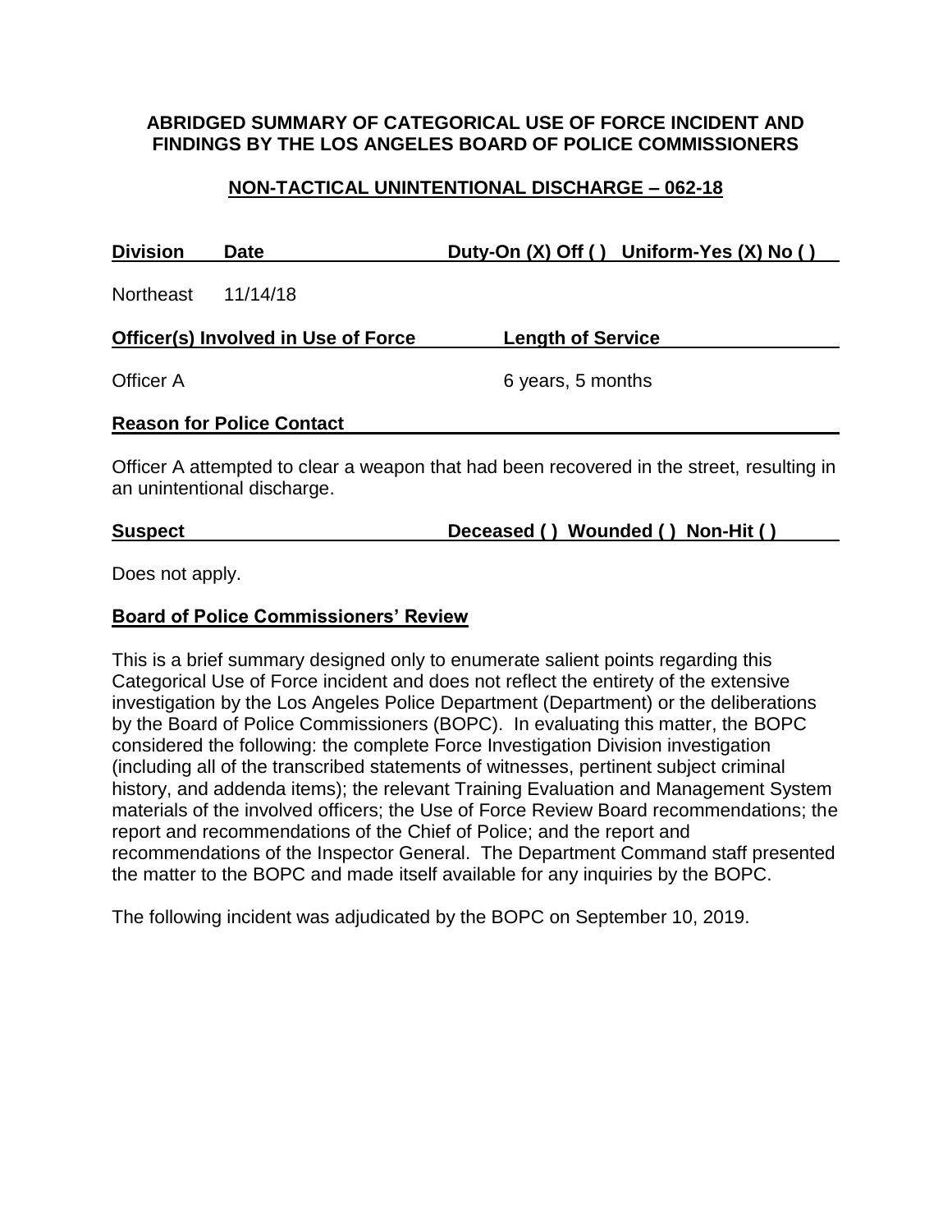**ABRIDGED SUMMARY OF CATEGORICAL USE OF FORCE INCIDENT AND FINDINGS BY THE LOS ANGELES BOARD OF POLICE COMMISSIONERS**

**NON-TACTICAL UNINTENTIONAL DISCHARGE – 062-18**

| **Division** | **Date** | **Duty-On (X) Off ( )** | **Uniform-Yes (X) No ( )** |
|---|---|---|---|
| Northeast | 11/14/18 | | |

| **Officer(s) Involved in Use of Force** | **Length of Service** |
|---|---|
| Officer A | 6 years, 5 months |

**Reason for Police Contact**

Officer A attempted to clear a weapon that had been recovered in the street, resulting in an unintentional discharge.

**Suspect** **Deceased ( ) Wounded ( ) Non-Hit ( )**

Does not apply.

**Board of Police Commissioners' Review**

This is a brief summary designed only to enumerate salient points regarding this Categorical Use of Force incident and does not reflect the entirety of the extensive investigation by the Los Angeles Police Department (Department) or the deliberations by the Board of Police Commissioners (BOPC). In evaluating this matter, the BOPC considered the following: the complete Force Investigation Division investigation (including all of the transcribed statements of witnesses, pertinent subject criminal history, and addenda items); the relevant Training Evaluation and Management System materials of the involved officers; the Use of Force Review Board recommendations; the report and recommendations of the Chief of Police; and the report and recommendations of the Inspector General. The Department Command staff presented the matter to the BOPC and made itself available for any inquiries by the BOPC.

The following incident was adjudicated by the BOPC on September 10, 2019.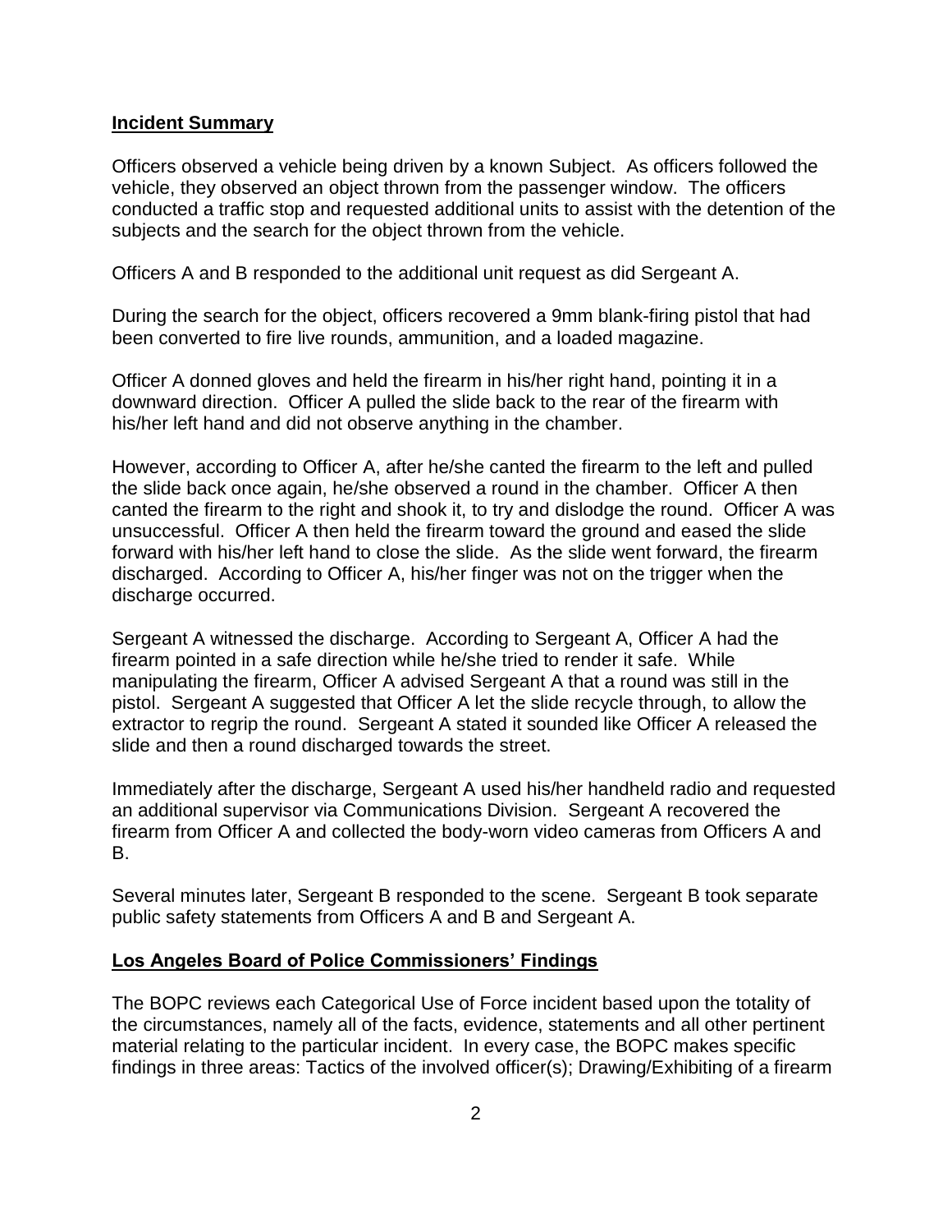**Incident Summary**

Officers observed a vehicle being driven by a known Subject. As officers followed the vehicle, they observed an object thrown from the passenger window. The officers conducted a traffic stop and requested additional units to assist with the detention of the subjects and the search for the object thrown from the vehicle.

Officers A and B responded to the additional unit request as did Sergeant A.

During the search for the object, officers recovered a 9mm blank-firing pistol that had been converted to fire live rounds, ammunition, and a loaded magazine.

Officer A donned gloves and held the firearm in his/her right hand, pointing it in a downward direction. Officer A pulled the slide back to the rear of the firearm with his/her left hand and did not observe anything in the chamber.

However, according to Officer A, after he/she canted the firearm to the left and pulled the slide back once again, he/she observed a round in the chamber. Officer A then canted the firearm to the right and shook it, to try and dislodge the round. Officer A was unsuccessful. Officer A then held the firearm toward the ground and eased the slide forward with his/her left hand to close the slide. As the slide went forward, the firearm discharged. According to Officer A, his/her finger was not on the trigger when the discharge occurred.

Sergeant A witnessed the discharge. According to Sergeant A, Officer A had the firearm pointed in a safe direction while he/she tried to render it safe. While manipulating the firearm, Officer A advised Sergeant A that a round was still in the pistol. Sergeant A suggested that Officer A let the slide recycle through, to allow the extractor to regrip the round. Sergeant A stated it sounded like Officer A released the slide and then a round discharged towards the street.

Immediately after the discharge, Sergeant A used his/her handheld radio and requested an additional supervisor via Communications Division. Sergeant A recovered the firearm from Officer A and collected the body-worn video cameras from Officers A and B.

Several minutes later, Sergeant B responded to the scene. Sergeant B took separate public safety statements from Officers A and B and Sergeant A.

**Los Angeles Board of Police Commissioners' Findings**

The BOPC reviews each Categorical Use of Force incident based upon the totality of the circumstances, namely all of the facts, evidence, statements and all other pertinent material relating to the particular incident. In every case, the BOPC makes specific findings in three areas: Tactics of the involved officer(s); Drawing/Exhibiting of a firearm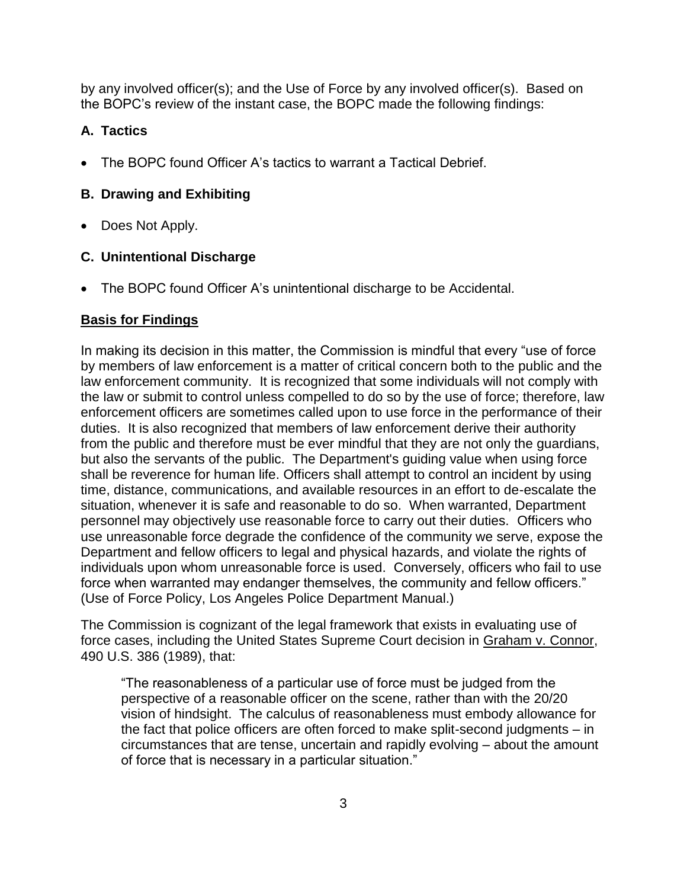by any involved officer(s); and the Use of Force by any involved officer(s). Based on the BOPC's review of the instant case, the BOPC made the following findings:

### A. Tactics

- The BOPC found Officer A's tactics to warrant a Tactical Debrief.

### B. Drawing and Exhibiting

- Does Not Apply.

### C. Unintentional Discharge

- The BOPC found Officer A's unintentional discharge to be Accidental.

## **Basis for Findings**

In making its decision in this matter, the Commission is mindful that every "use of force by members of law enforcement is a matter of critical concern both to the public and the law enforcement community. It is recognized that some individuals will not comply with the law or submit to control unless compelled to do so by the use of force; therefore, law enforcement officers are sometimes called upon to use force in the performance of their duties. It is also recognized that members of law enforcement derive their authority from the public and therefore must be ever mindful that they are not only the guardians, but also the servants of the public. The Department's guiding value when using force shall be reverence for human life. Officers shall attempt to control an incident by using time, distance, communications, and available resources in an effort to de-escalate the situation, whenever it is safe and reasonable to do so. When warranted, Department personnel may objectively use reasonable force to carry out their duties. Officers who use unreasonable force degrade the confidence of the community we serve, expose the Department and fellow officers to legal and physical hazards, and violate the rights of individuals upon whom unreasonable force is used. Conversely, officers who fail to use force when warranted may endanger themselves, the community and fellow officers." (Use of Force Policy, Los Angeles Police Department Manual.)

The Commission is cognizant of the legal framework that exists in evaluating use of force cases, including the United States Supreme Court decision in Graham v. Connor, 490 U.S. 386 (1989), that:

> "The reasonableness of a particular use of force must be judged from the perspective of a reasonable officer on the scene, rather than with the 20/20 vision of hindsight. The calculus of reasonableness must embody allowance for the fact that police officers are often forced to make split-second judgments – in circumstances that are tense, uncertain and rapidly evolving – about the amount of force that is necessary in a particular situation."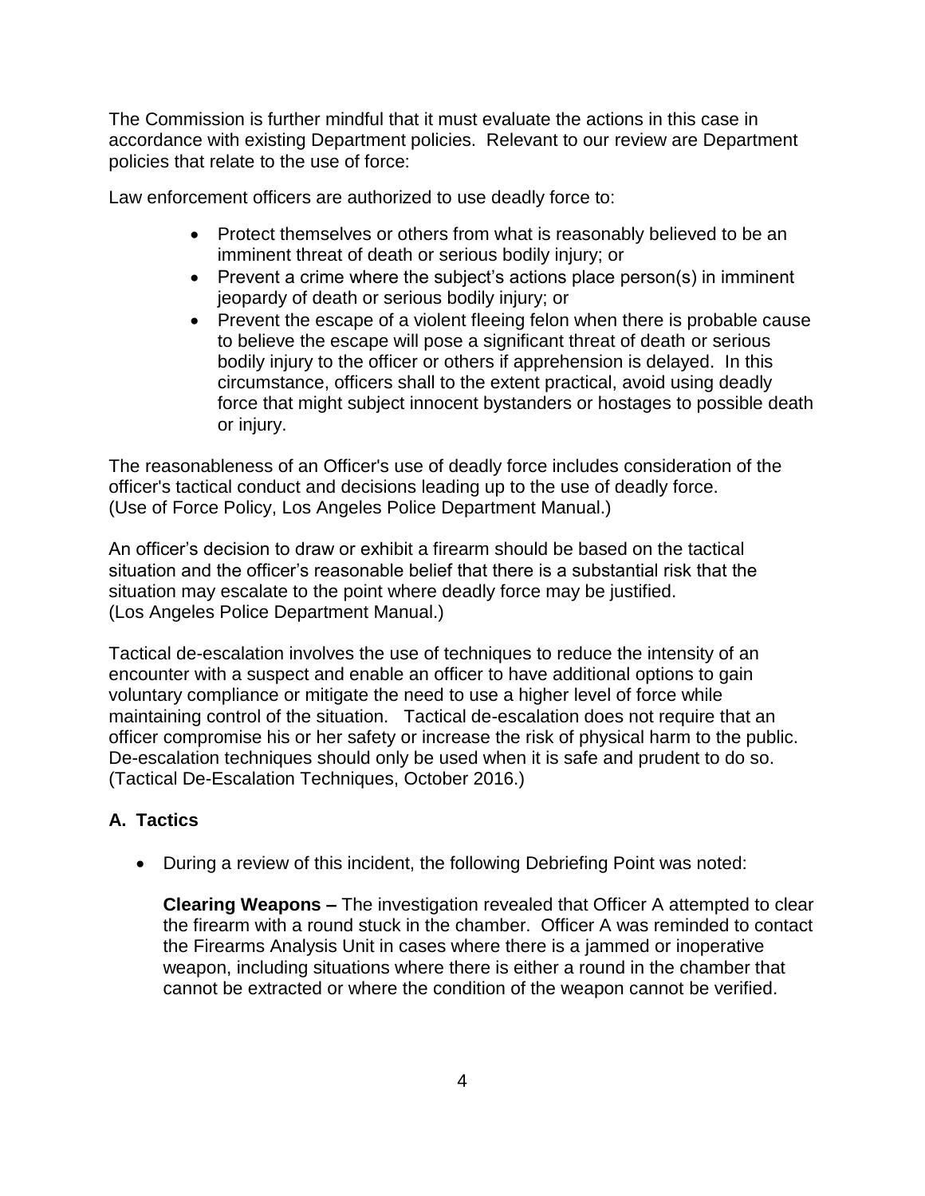The Commission is further mindful that it must evaluate the actions in this case in accordance with existing Department policies. Relevant to our review are Department policies that relate to the use of force:

Law enforcement officers are authorized to use deadly force to:

- Protect themselves or others from what is reasonably believed to be an imminent threat of death or serious bodily injury; or
- Prevent a crime where the subject's actions place person(s) in imminent jeopardy of death or serious bodily injury; or
- Prevent the escape of a violent fleeing felon when there is probable cause to believe the escape will pose a significant threat of death or serious bodily injury to the officer or others if apprehension is delayed. In this circumstance, officers shall to the extent practical, avoid using deadly force that might subject innocent bystanders or hostages to possible death or injury.

The reasonableness of an Officer's use of deadly force includes consideration of the officer's tactical conduct and decisions leading up to the use of deadly force. (Use of Force Policy, Los Angeles Police Department Manual.)

An officer's decision to draw or exhibit a firearm should be based on the tactical situation and the officer's reasonable belief that there is a substantial risk that the situation may escalate to the point where deadly force may be justified. (Los Angeles Police Department Manual.)

Tactical de-escalation involves the use of techniques to reduce the intensity of an encounter with a suspect and enable an officer to have additional options to gain voluntary compliance or mitigate the need to use a higher level of force while maintaining control of the situation. Tactical de-escalation does not require that an officer compromise his or her safety or increase the risk of physical harm to the public. De-escalation techniques should only be used when it is safe and prudent to do so. (Tactical De-Escalation Techniques, October 2016.)

## A. Tactics

- During a review of this incident, the following Debriefing Point was noted:

  **Clearing Weapons –** The investigation revealed that Officer A attempted to clear the firearm with a round stuck in the chamber. Officer A was reminded to contact the Firearms Analysis Unit in cases where there is a jammed or inoperative weapon, including situations where there is either a round in the chamber that cannot be extracted or where the condition of the weapon cannot be verified.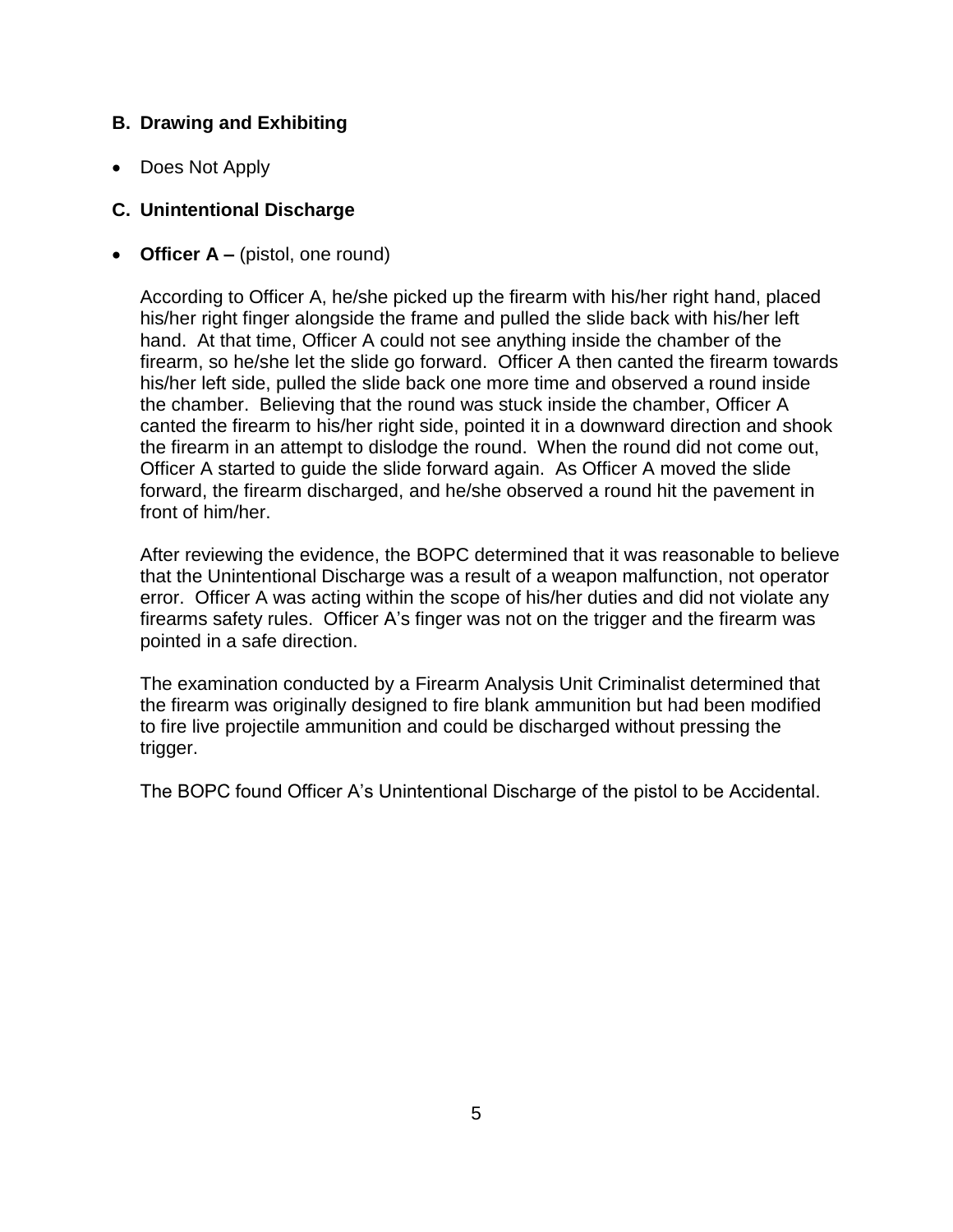### B. Drawing and Exhibiting

- Does Not Apply

### C. Unintentional Discharge

- **Officer A –** (pistol, one round)

  According to Officer A, he/she picked up the firearm with his/her right hand, placed his/her right finger alongside the frame and pulled the slide back with his/her left hand. At that time, Officer A could not see anything inside the chamber of the firearm, so he/she let the slide go forward. Officer A then canted the firearm towards his/her left side, pulled the slide back one more time and observed a round inside the chamber. Believing that the round was stuck inside the chamber, Officer A canted the firearm to his/her right side, pointed it in a downward direction and shook the firearm in an attempt to dislodge the round. When the round did not come out, Officer A started to guide the slide forward again. As Officer A moved the slide forward, the firearm discharged, and he/she observed a round hit the pavement in front of him/her.

  After reviewing the evidence, the BOPC determined that it was reasonable to believe that the Unintentional Discharge was a result of a weapon malfunction, not operator error. Officer A was acting within the scope of his/her duties and did not violate any firearms safety rules. Officer A's finger was not on the trigger and the firearm was pointed in a safe direction.

  The examination conducted by a Firearm Analysis Unit Criminalist determined that the firearm was originally designed to fire blank ammunition but had been modified to fire live projectile ammunition and could be discharged without pressing the trigger.

  The BOPC found Officer A's Unintentional Discharge of the pistol to be Accidental.